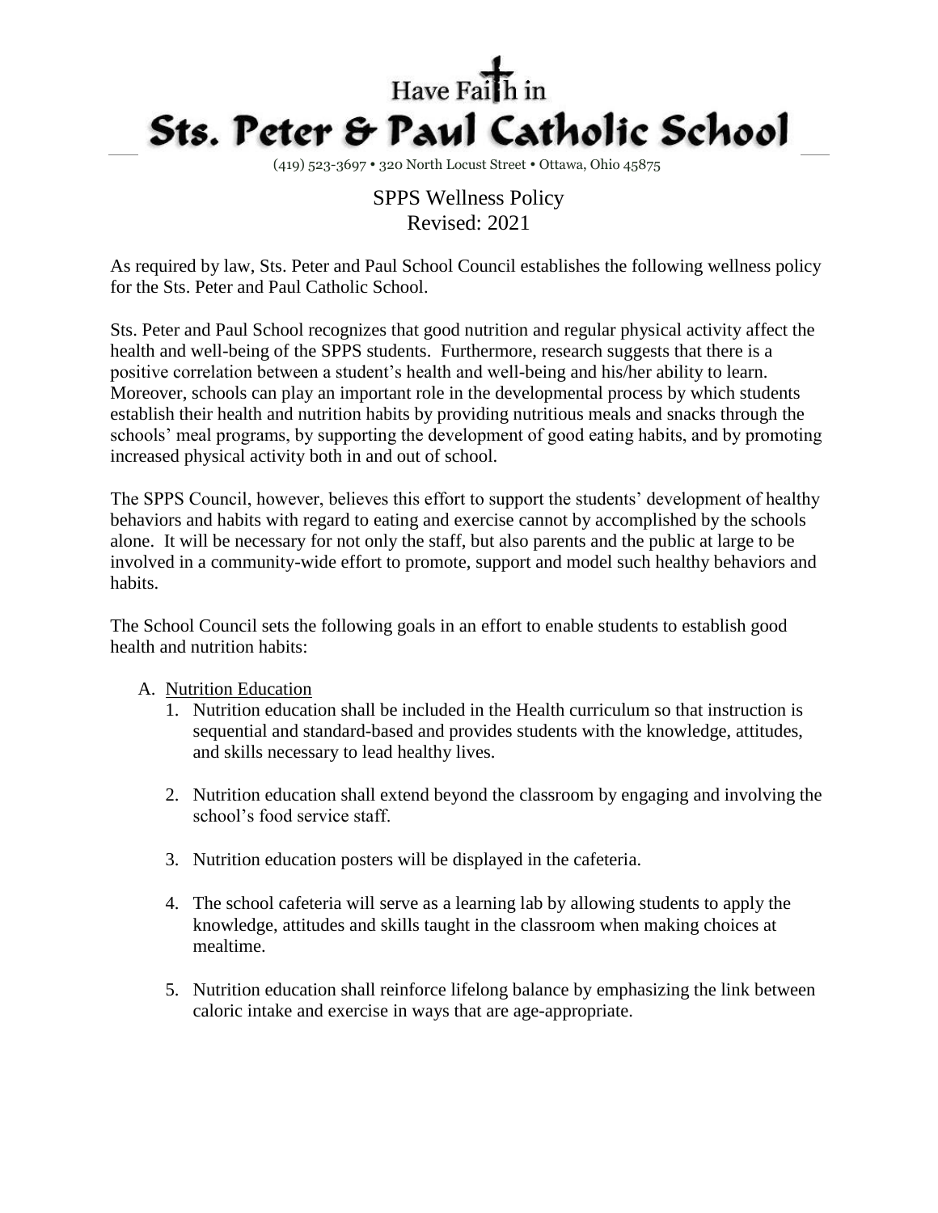Have Faith in

# Sts. Peter & Paul Catholic School

(419) 523-3697 • 320 North Locust Street • Ottawa, Ohio 45875

## SPPS Wellness Policy
Revised: 2021

As required by law, Sts. Peter and Paul School Council establishes the following wellness policy for the Sts. Peter and Paul Catholic School.

Sts. Peter and Paul School recognizes that good nutrition and regular physical activity affect the health and well-being of the SPPS students. Furthermore, research suggests that there is a positive correlation between a student's health and well-being and his/her ability to learn. Moreover, schools can play an important role in the developmental process by which students establish their health and nutrition habits by providing nutritious meals and snacks through the schools' meal programs, by supporting the development of good eating habits, and by promoting increased physical activity both in and out of school.

The SPPS Council, however, believes this effort to support the students' development of healthy behaviors and habits with regard to eating and exercise cannot by accomplished by the schools alone. It will be necessary for not only the staff, but also parents and the public at large to be involved in a community-wide effort to promote, support and model such healthy behaviors and habits.

The School Council sets the following goals in an effort to enable students to establish good health and nutrition habits:

A. Nutrition Education
   1. Nutrition education shall be included in the Health curriculum so that instruction is sequential and standard-based and provides students with the knowledge, attitudes, and skills necessary to lead healthy lives.
   2. Nutrition education shall extend beyond the classroom by engaging and involving the school's food service staff.
   3. Nutrition education posters will be displayed in the cafeteria.
   4. The school cafeteria will serve as a learning lab by allowing students to apply the knowledge, attitudes and skills taught in the classroom when making choices at mealtime.
   5. Nutrition education shall reinforce lifelong balance by emphasizing the link between caloric intake and exercise in ways that are age-appropriate.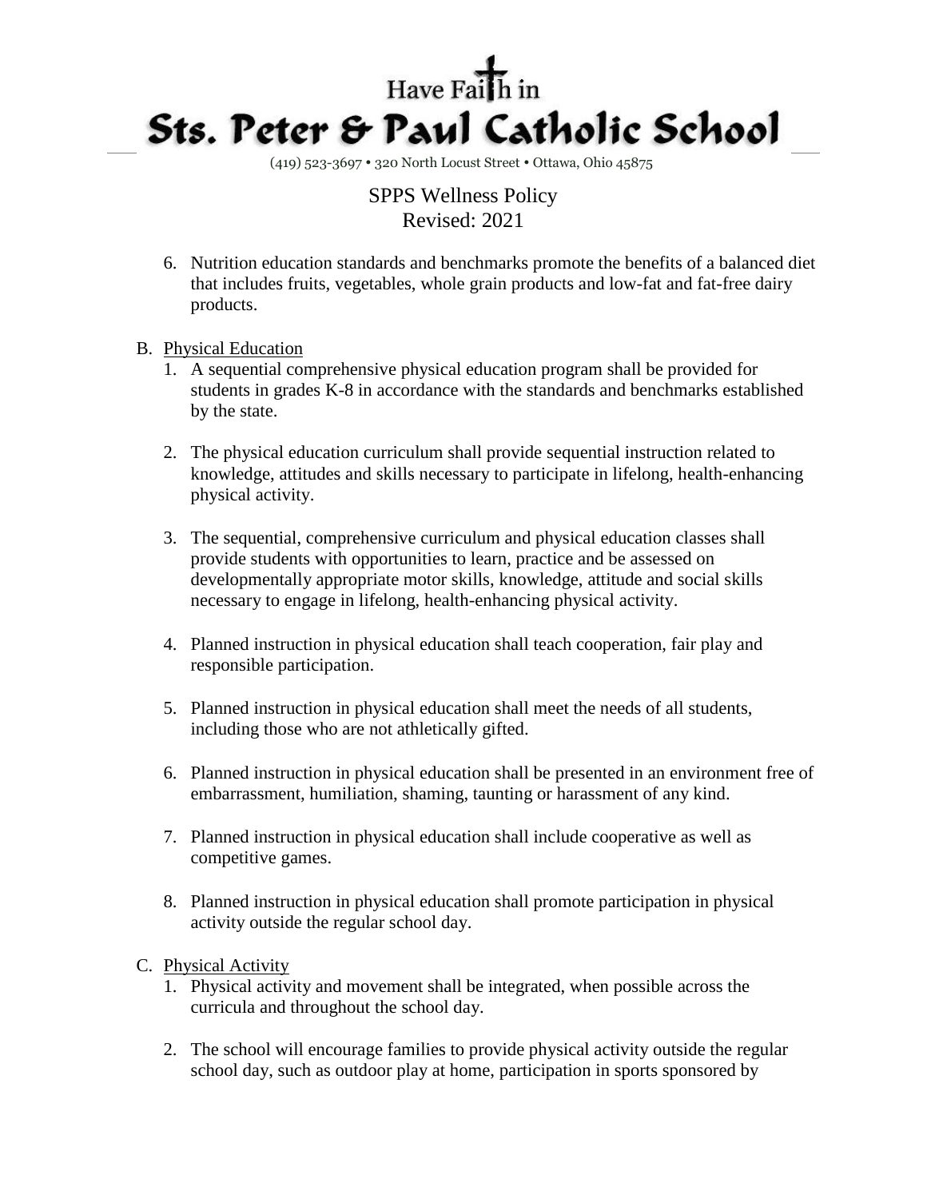6. Nutrition education standards and benchmarks promote the benefits of a balanced diet that includes fruits, vegetables, whole grain products and low-fat and fat-free dairy products.

B. Physical Education
   1. A sequential comprehensive physical education program shall be provided for students in grades K-8 in accordance with the standards and benchmarks established by the state.

   2. The physical education curriculum shall provide sequential instruction related to knowledge, attitudes and skills necessary to participate in lifelong, health-enhancing physical activity.

   3. The sequential, comprehensive curriculum and physical education classes shall provide students with opportunities to learn, practice and be assessed on developmentally appropriate motor skills, knowledge, attitude and social skills necessary to engage in lifelong, health-enhancing physical activity.

   4. Planned instruction in physical education shall teach cooperation, fair play and responsible participation.

   5. Planned instruction in physical education shall meet the needs of all students, including those who are not athletically gifted.

   6. Planned instruction in physical education shall be presented in an environment free of embarrassment, humiliation, shaming, taunting or harassment of any kind.

   7. Planned instruction in physical education shall include cooperative as well as competitive games.

   8. Planned instruction in physical education shall promote participation in physical activity outside the regular school day.

C. Physical Activity
   1. Physical activity and movement shall be integrated, when possible across the curricula and throughout the school day.

   2. The school will encourage families to provide physical activity outside the regular school day, such as outdoor play at home, participation in sports sponsored by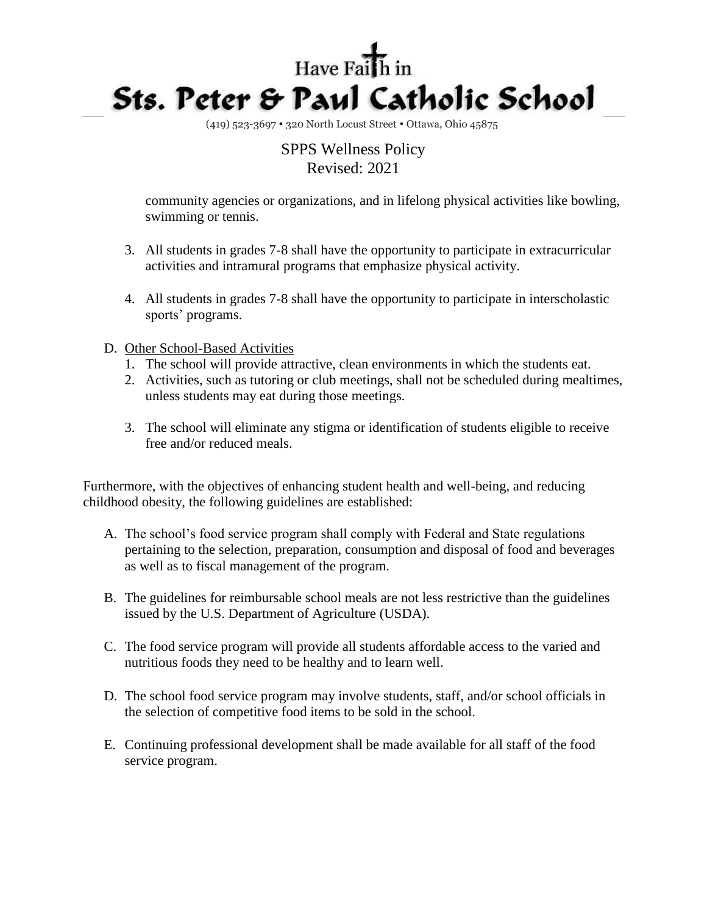community agencies or organizations, and in lifelong physical activities like bowling, swimming or tennis.

3. All students in grades 7-8 shall have the opportunity to participate in extracurricular activities and intramural programs that emphasize physical activity.

4. All students in grades 7-8 shall have the opportunity to participate in interscholastic sports' programs.

D. Other School-Based Activities
   1. The school will provide attractive, clean environments in which the students eat.
   2. Activities, such as tutoring or club meetings, shall not be scheduled during mealtimes, unless students may eat during those meetings.
   3. The school will eliminate any stigma or identification of students eligible to receive free and/or reduced meals.

Furthermore, with the objectives of enhancing student health and well-being, and reducing childhood obesity, the following guidelines are established:

A. The school's food service program shall comply with Federal and State regulations pertaining to the selection, preparation, consumption and disposal of food and beverages as well as to fiscal management of the program.

B. The guidelines for reimbursable school meals are not less restrictive than the guidelines issued by the U.S. Department of Agriculture (USDA).

C. The food service program will provide all students affordable access to the varied and nutritious foods they need to be healthy and to learn well.

D. The school food service program may involve students, staff, and/or school officials in the selection of competitive food items to be sold in the school.

E. Continuing professional development shall be made available for all staff of the food service program.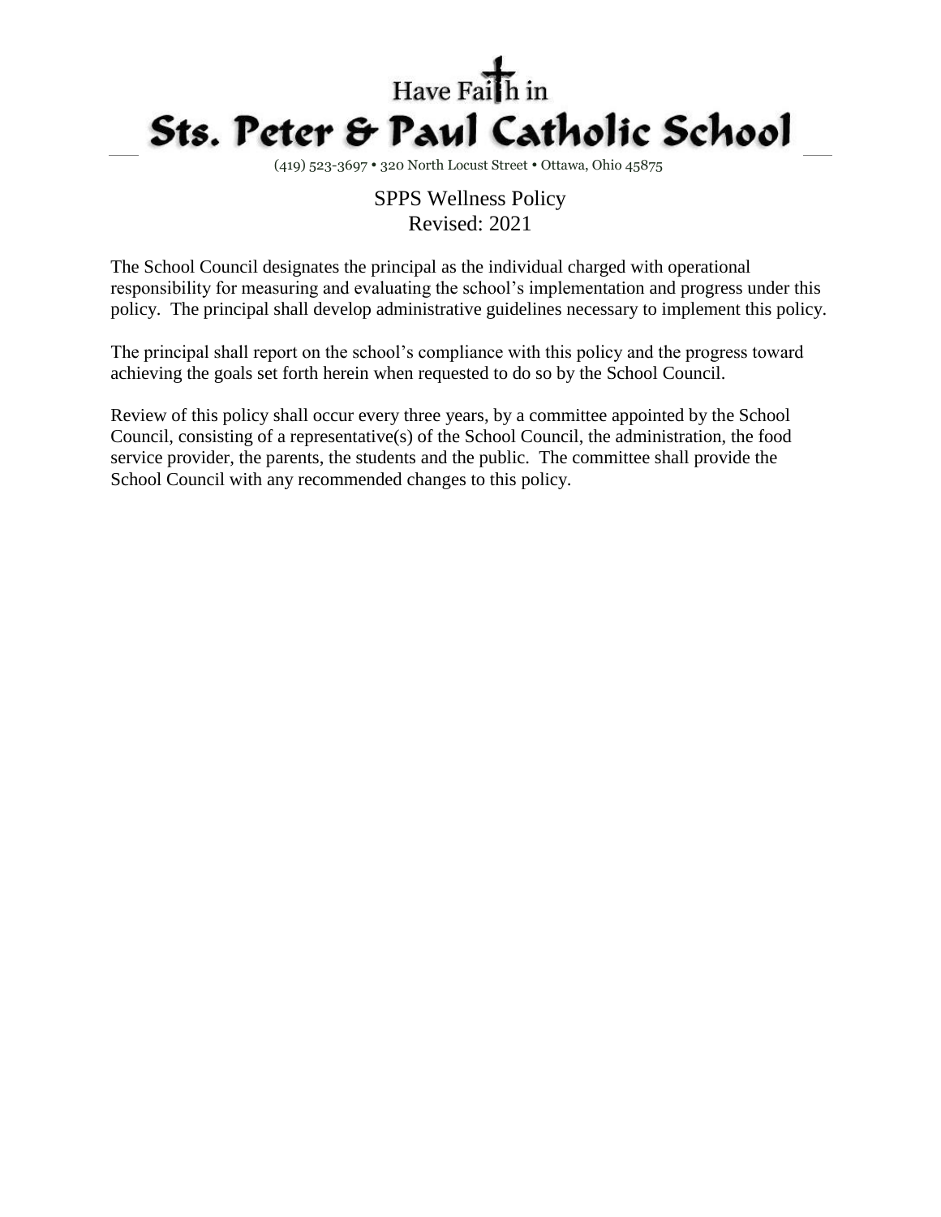Have Faith in

# Sts. Peter & Paul Catholic School

(419) 523-3697 • 320 North Locust Street • Ottawa, Ohio 45875

## SPPS Wellness Policy
Revised: 2021

The School Council designates the principal as the individual charged with operational responsibility for measuring and evaluating the school's implementation and progress under this policy. The principal shall develop administrative guidelines necessary to implement this policy.

The principal shall report on the school's compliance with this policy and the progress toward achieving the goals set forth herein when requested to do so by the School Council.

Review of this policy shall occur every three years, by a committee appointed by the School Council, consisting of a representative(s) of the School Council, the administration, the food service provider, the parents, the students and the public. The committee shall provide the School Council with any recommended changes to this policy.